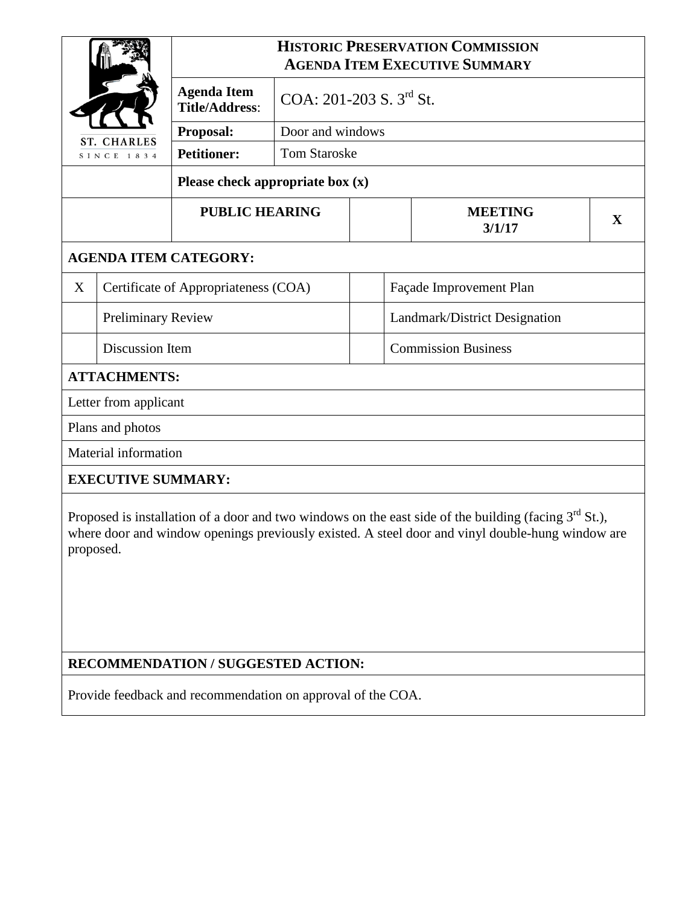ST. CHARLES
SINCE 1834

# HISTORIC PRESERVATION COMMISSION
## AGENDA ITEM EXECUTIVE SUMMARY

| | |
|---|---|
| **Agenda Item Title/Address**: | COA: 201-203 S. 3rd St. |
| **Proposal:** | Door and windows |
| **Petitioner:** | Tom Staroske |

**Please check appropriate box (x)**

| PUBLIC HEARING | | MEETING 3/1/17 | X |
|---|---|---|---|

**AGENDA ITEM CATEGORY:**

| | | | |
|---|---|---|---|
| X | Certificate of Appropriateness (COA) | | Façade Improvement Plan |
| | Preliminary Review | | Landmark/District Designation |
| | Discussion Item | | Commission Business |

**ATTACHMENTS:**

Letter from applicant

Plans and photos

Material information

**EXECUTIVE SUMMARY:**

Proposed is installation of a door and two windows on the east side of the building (facing 3rd St.), where door and window openings previously existed. A steel door and vinyl double-hung window are proposed.

**RECOMMENDATION / SUGGESTED ACTION:**

Provide feedback and recommendation on approval of the COA.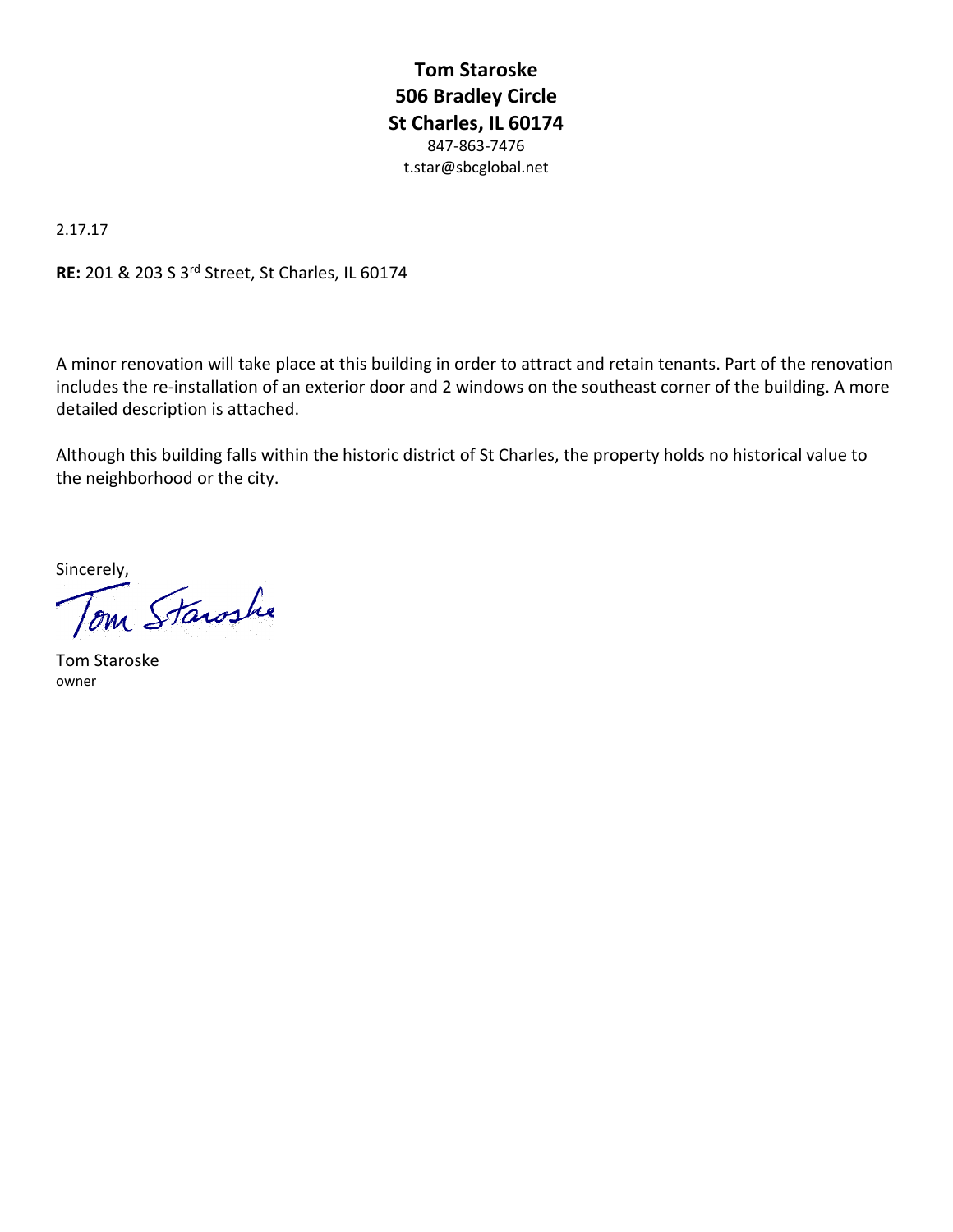**Tom Staroske**
**506 Bradley Circle**
**St Charles, IL 60174**
847-863-7476
t.star@sbcglobal.net

2.17.17

**RE:** 201 & 203 S 3rd Street, St Charles, IL 60174

A minor renovation will take place at this building in order to attract and retain tenants. Part of the renovation includes the re-installation of an exterior door and 2 windows on the southeast corner of the building. A more detailed description is attached.

Although this building falls within the historic district of St Charles, the property holds no historical value to the neighborhood or the city.

Sincerely,

Tom Staroske

Tom Staroske
owner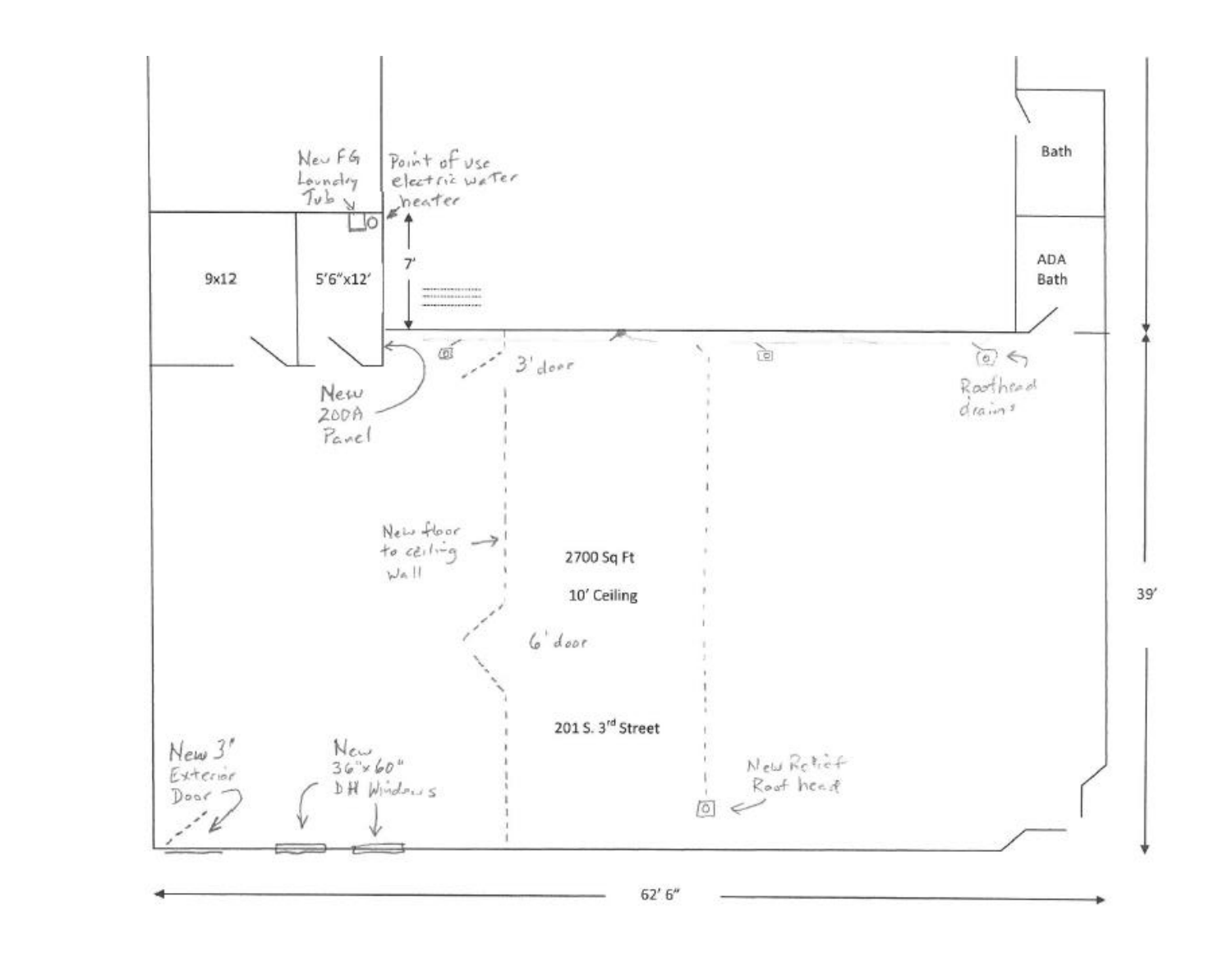New FG Laundry Tub

Point of use electric water heater

7'

9x12

5'6"x12'

Bath

ADA Bath

New 200A Panel

3' door

Roofhead drains

New floor to ceiling Wall

2700 Sq Ft

10' Ceiling

6' door

201 S. 3rd Street

39'

New 3' Exterior Door

New 36"x60" DH Windows

New Relief Roof head

62' 6"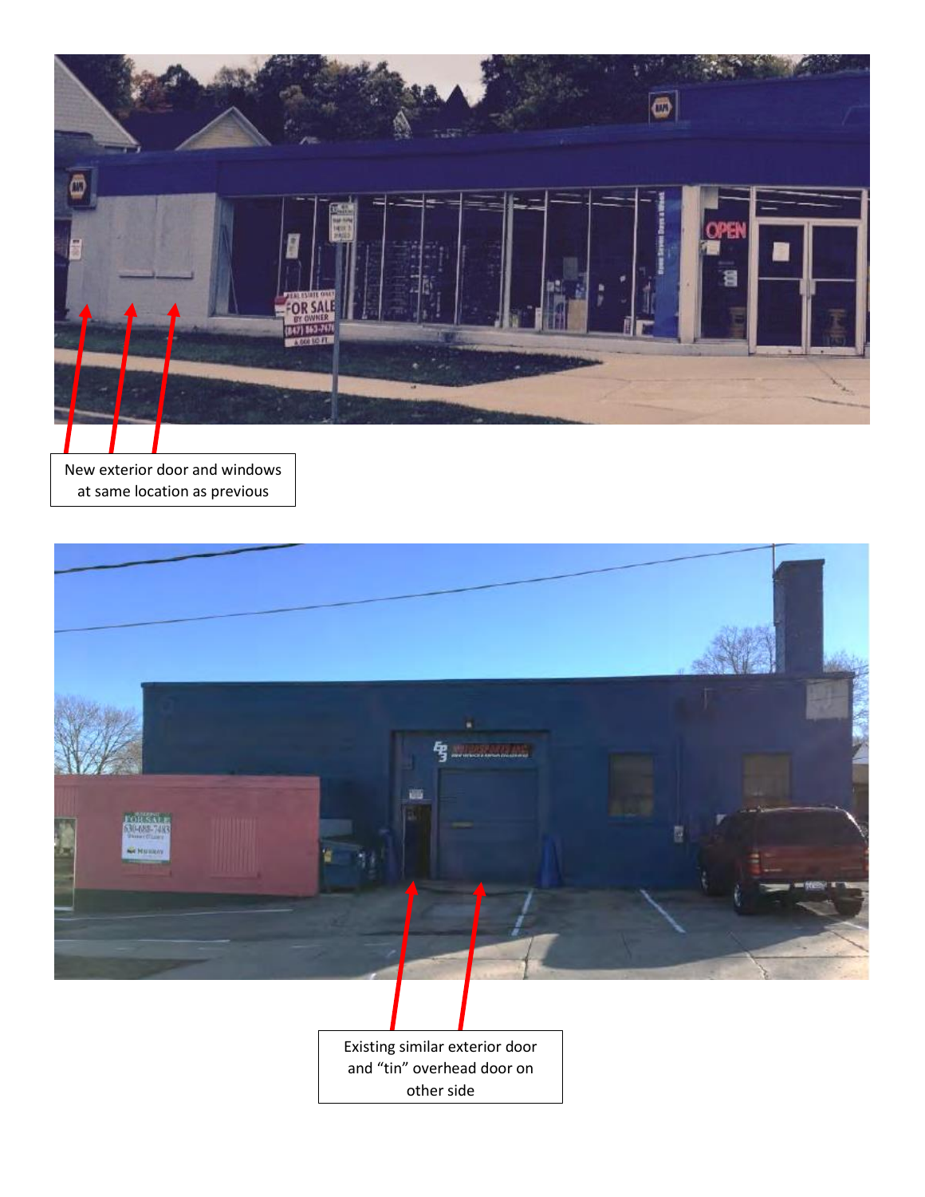New exterior door and windows at same location as previous

Existing similar exterior door and “tin” overhead door on other side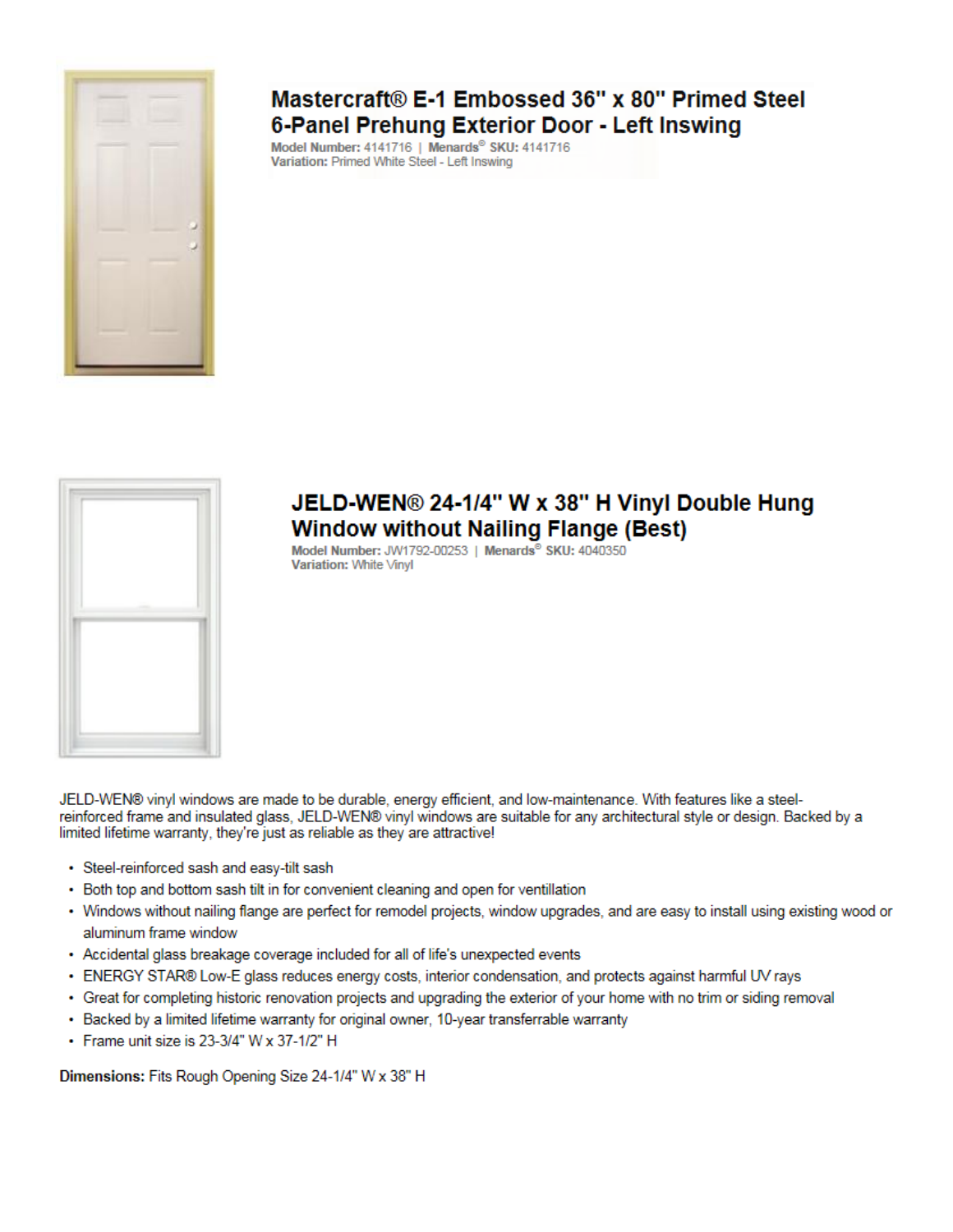## Mastercraft® E-1 Embossed 36" x 80" Primed Steel 6-Panel Prehung Exterior Door - Left Inswing

**Model Number:** 4141716 | **Menards® SKU:** 4141716
**Variation:** Primed White Steel - Left Inswing

## JELD-WEN® 24-1/4" W x 38" H Vinyl Double Hung Window without Nailing Flange (Best)

**Model Number:** JW1792-00253 | **Menards® SKU:** 4040350
**Variation:** White Vinyl

JELD-WEN® vinyl windows are made to be durable, energy efficient, and low-maintenance. With features like a steel-reinforced frame and insulated glass, JELD-WEN® vinyl windows are suitable for any architectural style or design. Backed by a limited lifetime warranty, they're just as reliable as they are attractive!

- Steel-reinforced sash and easy-tilt sash
- Both top and bottom sash tilt in for convenient cleaning and open for ventillation
- Windows without nailing flange are perfect for remodel projects, window upgrades, and are easy to install using existing wood or aluminum frame window
- Accidental glass breakage coverage included for all of life's unexpected events
- ENERGY STAR® Low-E glass reduces energy costs, interior condensation, and protects against harmful UV rays
- Great for completing historic renovation projects and upgrading the exterior of your home with no trim or siding removal
- Backed by a limited lifetime warranty for original owner, 10-year transferrable warranty
- Frame unit size is 23-3/4" W x 37-1/2" H

**Dimensions:** Fits Rough Opening Size 24-1/4" W x 38" H